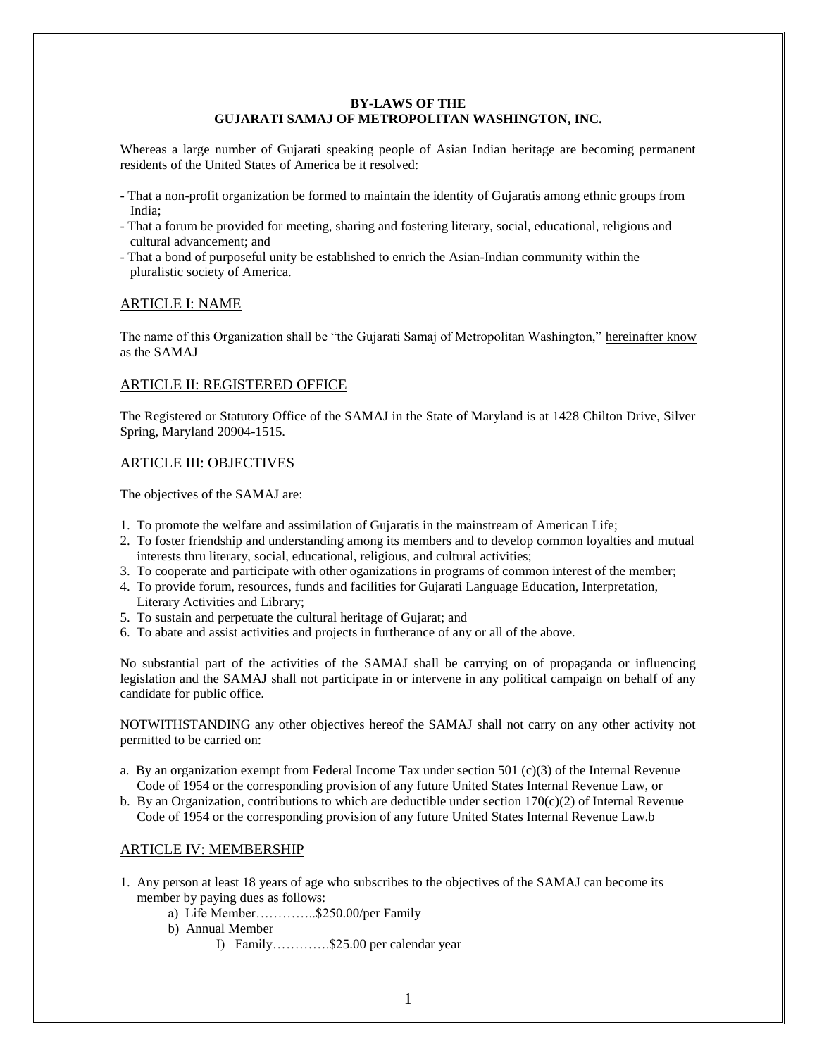**BY-LAWS OF THE**
**GUJARATI SAMAJ OF METROPOLITAN WASHINGTON, INC.**

Whereas a large number of Gujarati speaking people of Asian Indian heritage are becoming permanent residents of the United States of America be it resolved:

- That a non-profit organization be formed to maintain the identity of Gujaratis among ethnic groups from India;
- That a forum be provided for meeting, sharing and fostering literary, social, educational, religious and cultural advancement; and
- That a bond of purposeful unity be established to enrich the Asian-Indian community within the pluralistic society of America.

## ARTICLE I: NAME

The name of this Organization shall be "the Gujarati Samaj of Metropolitan Washington," hereinafter know as the SAMAJ

## ARTICLE II: REGISTERED OFFICE

The Registered or Statutory Office of the SAMAJ in the State of Maryland is at 1428 Chilton Drive, Silver Spring, Maryland 20904-1515.

## ARTICLE III: OBJECTIVES

The objectives of the SAMAJ are:

1. To promote the welfare and assimilation of Gujaratis in the mainstream of American Life;
2. To foster friendship and understanding among its members and to develop common loyalties and mutual interests thru literary, social, educational, religious, and cultural activities;
3. To cooperate and participate with other oganizations in programs of common interest of the member;
4. To provide forum, resources, funds and facilities for Gujarati Language Education, Interpretation, Literary Activities and Library;
5. To sustain and perpetuate the cultural heritage of Gujarat; and
6. To abate and assist activities and projects in furtherance of any or all of the above.

No substantial part of the activities of the SAMAJ shall be carrying on of propaganda or influencing legislation and the SAMAJ shall not participate in or intervene in any political campaign on behalf of any candidate for public office.

NOTWITHSTANDING any other objectives hereof the SAMAJ shall not carry on any other activity not permitted to be carried on:

a. By an organization exempt from Federal Income Tax under section 501 (c)(3) of the Internal Revenue Code of 1954 or the corresponding provision of any future United States Internal Revenue Law, or
b. By an Organization, contributions to which are deductible under section 170(c)(2) of Internal Revenue Code of 1954 or the corresponding provision of any future United States Internal Revenue Law.b

## ARTICLE IV: MEMBERSHIP

1. Any person at least 18 years of age who subscribes to the objectives of the SAMAJ can become its member by paying dues as follows:
   a) Life Member…………..$250.00/per Family
   b) Annual Member
      I) Family………….$25.00 per calendar year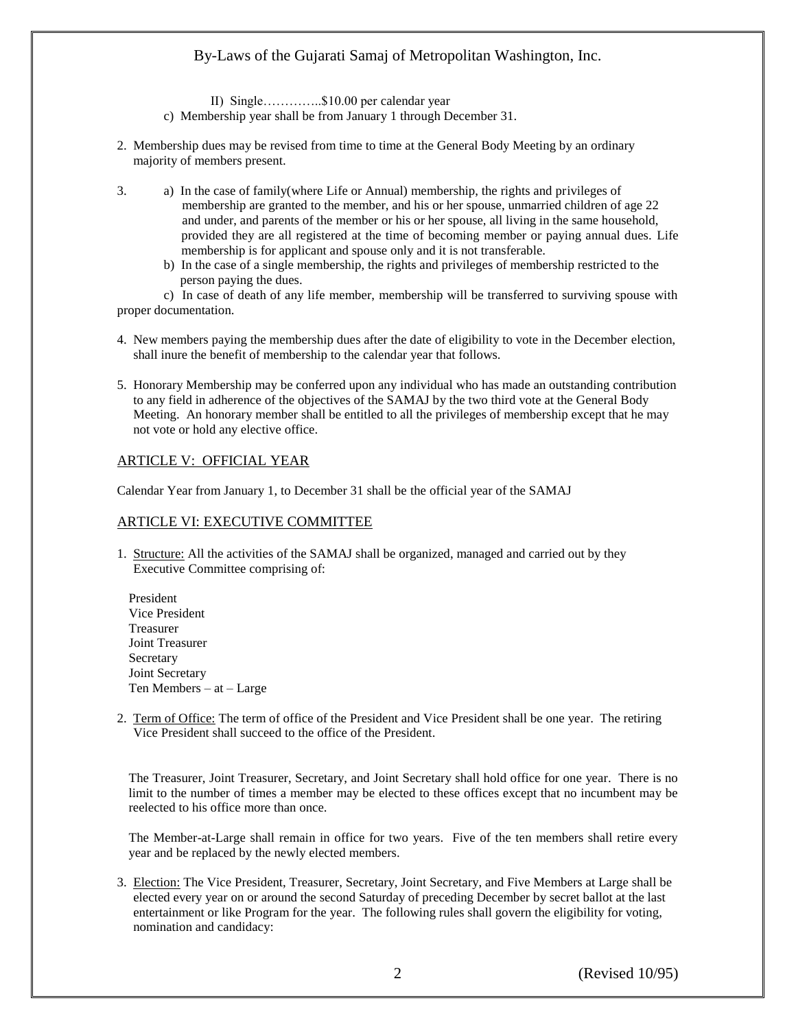II) Single…………..$10.00 per calendar year

c) Membership year shall be from January 1 through December 31.

2. Membership dues may be revised from time to time at the General Body Meeting by an ordinary majority of members present.

3. a) In the case of family(where Life or Annual) membership, the rights and privileges of membership are granted to the member, and his or her spouse, unmarried children of age 22 and under, and parents of the member or his or her spouse, all living in the same household, provided they are all registered at the time of becoming member or paying annual dues. Life membership is for applicant and spouse only and it is not transferable.

   b) In the case of a single membership, the rights and privileges of membership restricted to the person paying the dues.

   c) In case of death of any life member, membership will be transferred to surviving spouse with proper documentation.

4. New members paying the membership dues after the date of eligibility to vote in the December election, shall inure the benefit of membership to the calendar year that follows.

5. Honorary Membership may be conferred upon any individual who has made an outstanding contribution to any field in adherence of the objectives of the SAMAJ by the two third vote at the General Body Meeting. An honorary member shall be entitled to all the privileges of membership except that he may not vote or hold any elective office.

## ARTICLE V: OFFICIAL YEAR

Calendar Year from January 1, to December 31 shall be the official year of the SAMAJ

## ARTICLE VI: EXECUTIVE COMMITTEE

1. Structure: All the activities of the SAMAJ shall be organized, managed and carried out by they Executive Committee comprising of:

   President
   Vice President
   Treasurer
   Joint Treasurer
   Secretary
   Joint Secretary
   Ten Members – at – Large

2. Term of Office: The term of office of the President and Vice President shall be one year. The retiring Vice President shall succeed to the office of the President.

   The Treasurer, Joint Treasurer, Secretary, and Joint Secretary shall hold office for one year. There is no limit to the number of times a member may be elected to these offices except that no incumbent may be reelected to his office more than once.

   The Member-at-Large shall remain in office for two years. Five of the ten members shall retire every year and be replaced by the newly elected members.

3. Election: The Vice President, Treasurer, Secretary, Joint Secretary, and Five Members at Large shall be elected every year on or around the second Saturday of preceding December by secret ballot at the last entertainment or like Program for the year. The following rules shall govern the eligibility for voting, nomination and candidacy: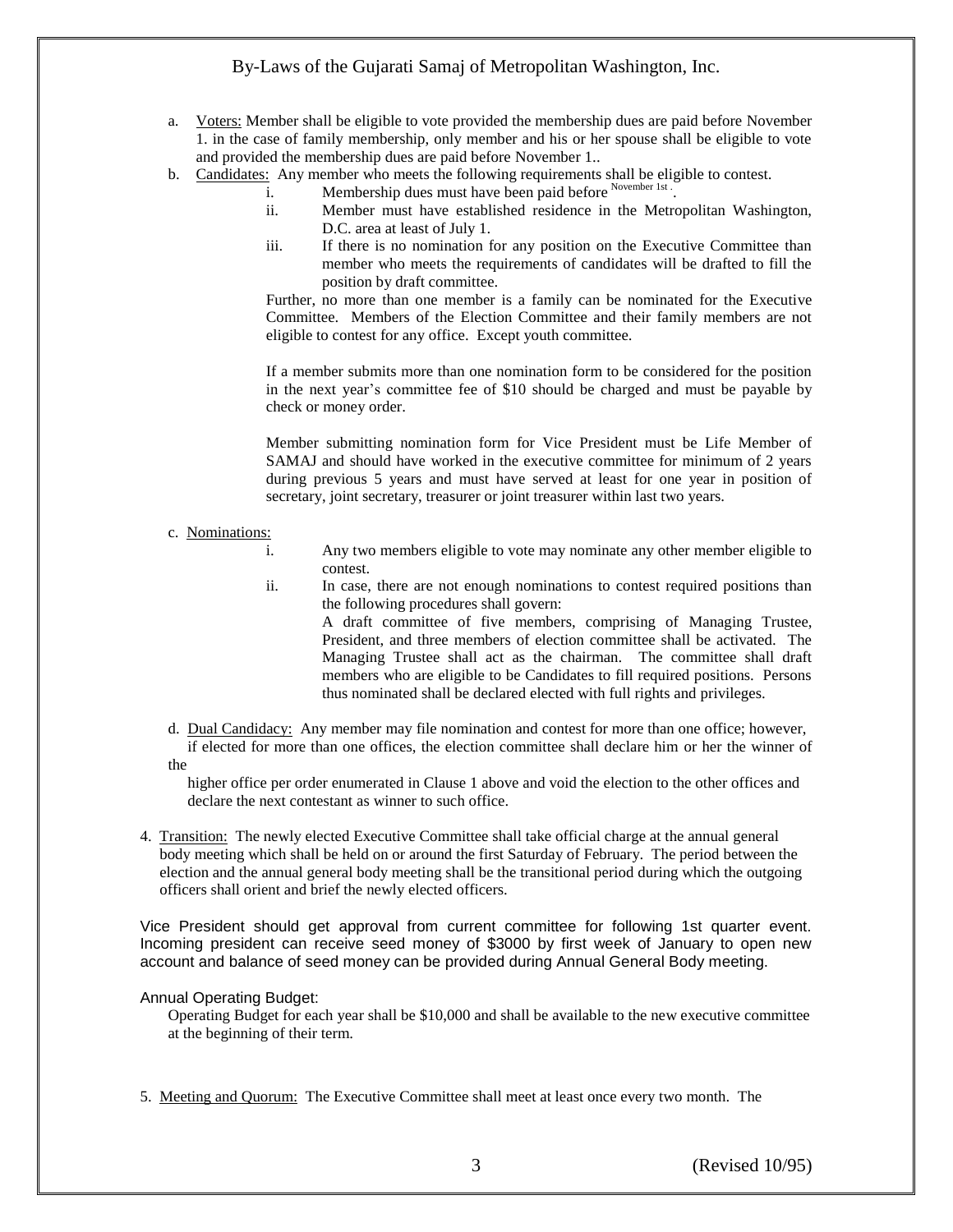a. Voters: Member shall be eligible to vote provided the membership dues are paid before November 1. in the case of family membership, only member and his or her spouse shall be eligible to vote and provided the membership dues are paid before November 1..

b. Candidates: Any member who meets the following requirements shall be eligible to contest.

   i. Membership dues must have been paid before November 1st .

   ii. Member must have established residence in the Metropolitan Washington, D.C. area at least of July 1.

   iii. If there is no nomination for any position on the Executive Committee than member who meets the requirements of candidates will be drafted to fill the position by draft committee.

   Further, no more than one member is a family can be nominated for the Executive Committee. Members of the Election Committee and their family members are not eligible to contest for any office. Except youth committee.

   If a member submits more than one nomination form to be considered for the position in the next year's committee fee of $10 should be charged and must be payable by check or money order.

   Member submitting nomination form for Vice President must be Life Member of SAMAJ and should have worked in the executive committee for minimum of 2 years during previous 5 years and must have served at least for one year in position of secretary, joint secretary, treasurer or joint treasurer within last two years.

c. Nominations:

   i. Any two members eligible to vote may nominate any other member eligible to contest.

   ii. In case, there are not enough nominations to contest required positions than the following procedures shall govern:
   A draft committee of five members, comprising of Managing Trustee, President, and three members of election committee shall be activated. The Managing Trustee shall act as the chairman. The committee shall draft members who are eligible to be Candidates to fill required positions. Persons thus nominated shall be declared elected with full rights and privileges.

d. Dual Candidacy: Any member may file nomination and contest for more than one office; however, if elected for more than one offices, the election committee shall declare him or her the winner of the higher office per order enumerated in Clause 1 above and void the election to the other offices and declare the next contestant as winner to such office.

4. Transition: The newly elected Executive Committee shall take official charge at the annual general body meeting which shall be held on or around the first Saturday of February. The period between the election and the annual general body meeting shall be the transitional period during which the outgoing officers shall orient and brief the newly elected officers.

Vice President should get approval from current committee for following 1st quarter event. Incoming president can receive seed money of $3000 by first week of January to open new account and balance of seed money can be provided during Annual General Body meeting.

Annual Operating Budget:

Operating Budget for each year shall be $10,000 and shall be available to the new executive committee at the beginning of their term.

5. Meeting and Quorum: The Executive Committee shall meet at least once every two month. The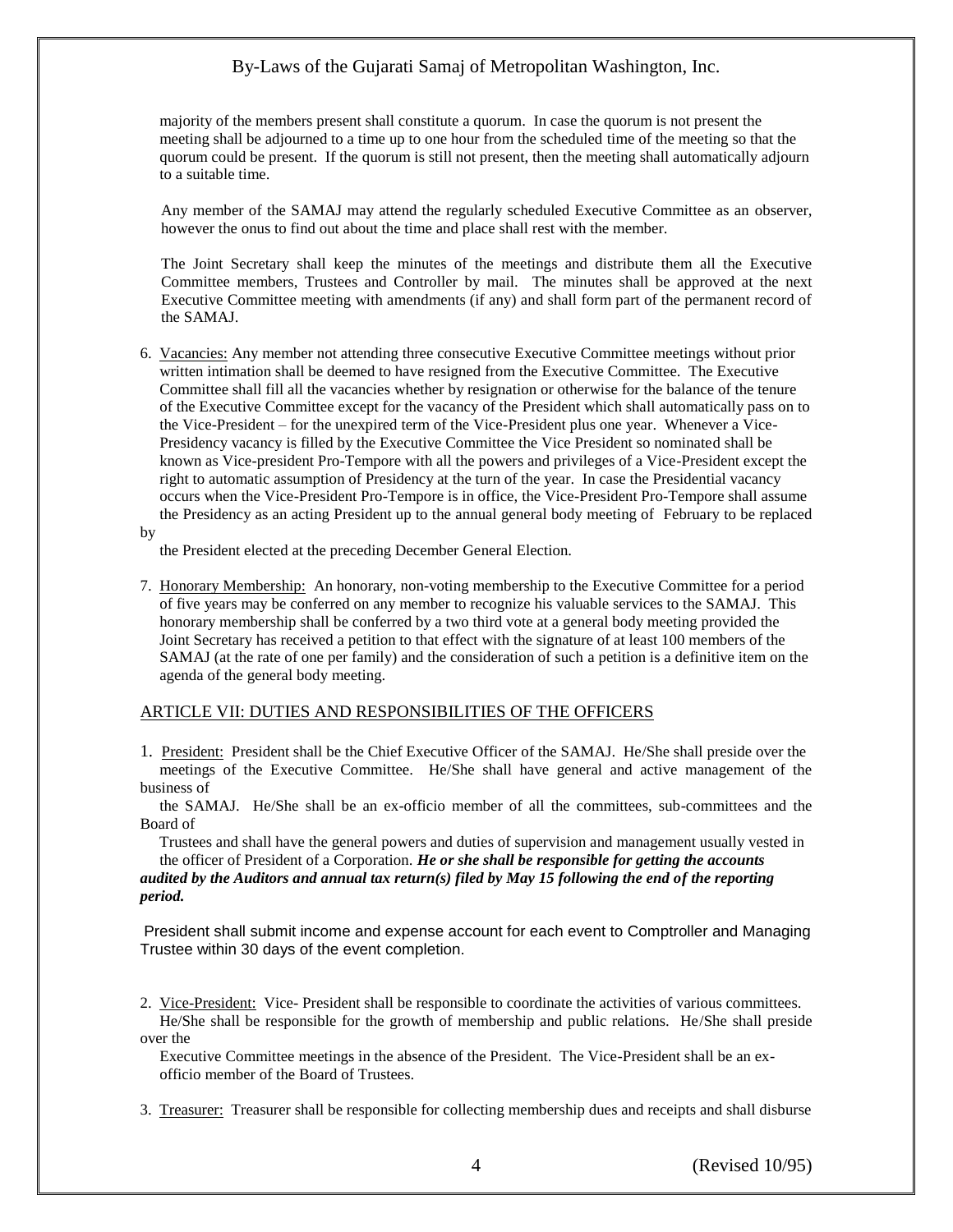majority of the members present shall constitute a quorum. In case the quorum is not present the meeting shall be adjourned to a time up to one hour from the scheduled time of the meeting so that the quorum could be present. If the quorum is still not present, then the meeting shall automatically adjourn to a suitable time.

Any member of the SAMAJ may attend the regularly scheduled Executive Committee as an observer, however the onus to find out about the time and place shall rest with the member.

The Joint Secretary shall keep the minutes of the meetings and distribute them all the Executive Committee members, Trustees and Controller by mail. The minutes shall be approved at the next Executive Committee meeting with amendments (if any) and shall form part of the permanent record of the SAMAJ.

6. Vacancies: Any member not attending three consecutive Executive Committee meetings without prior written intimation shall be deemed to have resigned from the Executive Committee. The Executive Committee shall fill all the vacancies whether by resignation or otherwise for the balance of the tenure of the Executive Committee except for the vacancy of the President which shall automatically pass on to the Vice-President – for the unexpired term of the Vice-President plus one year. Whenever a Vice-Presidency vacancy is filled by the Executive Committee the Vice President so nominated shall be known as Vice-president Pro-Tempore with all the powers and privileges of a Vice-President except the right to automatic assumption of Presidency at the turn of the year. In case the Presidential vacancy occurs when the Vice-President Pro-Tempore is in office, the Vice-President Pro-Tempore shall assume the Presidency as an acting President up to the annual general body meeting of February to be replaced by the President elected at the preceding December General Election.

7. Honorary Membership: An honorary, non-voting membership to the Executive Committee for a period of five years may be conferred on any member to recognize his valuable services to the SAMAJ. This honorary membership shall be conferred by a two third vote at a general body meeting provided the Joint Secretary has received a petition to that effect with the signature of at least 100 members of the SAMAJ (at the rate of one per family) and the consideration of such a petition is a definitive item on the agenda of the general body meeting.

## ARTICLE VII: DUTIES AND RESPONSIBILITIES OF THE OFFICERS

1. President: President shall be the Chief Executive Officer of the SAMAJ. He/She shall preside over the meetings of the Executive Committee. He/She shall have general and active management of the business of the SAMAJ. He/She shall be an ex-officio member of all the committees, sub-committees and the Board of Trustees and shall have the general powers and duties of supervision and management usually vested in the officer of President of a Corporation. ***He or she shall be responsible for getting the accounts audited by the Auditors and annual tax return(s) filed by May 15 following the end of the reporting period.***

   President shall submit income and expense account for each event to Comptroller and Managing Trustee within 30 days of the event completion.

2. Vice-President: Vice- President shall be responsible to coordinate the activities of various committees. He/She shall be responsible for the growth of membership and public relations. He/She shall preside over the Executive Committee meetings in the absence of the President. The Vice-President shall be an ex-officio member of the Board of Trustees.

3. Treasurer: Treasurer shall be responsible for collecting membership dues and receipts and shall disburse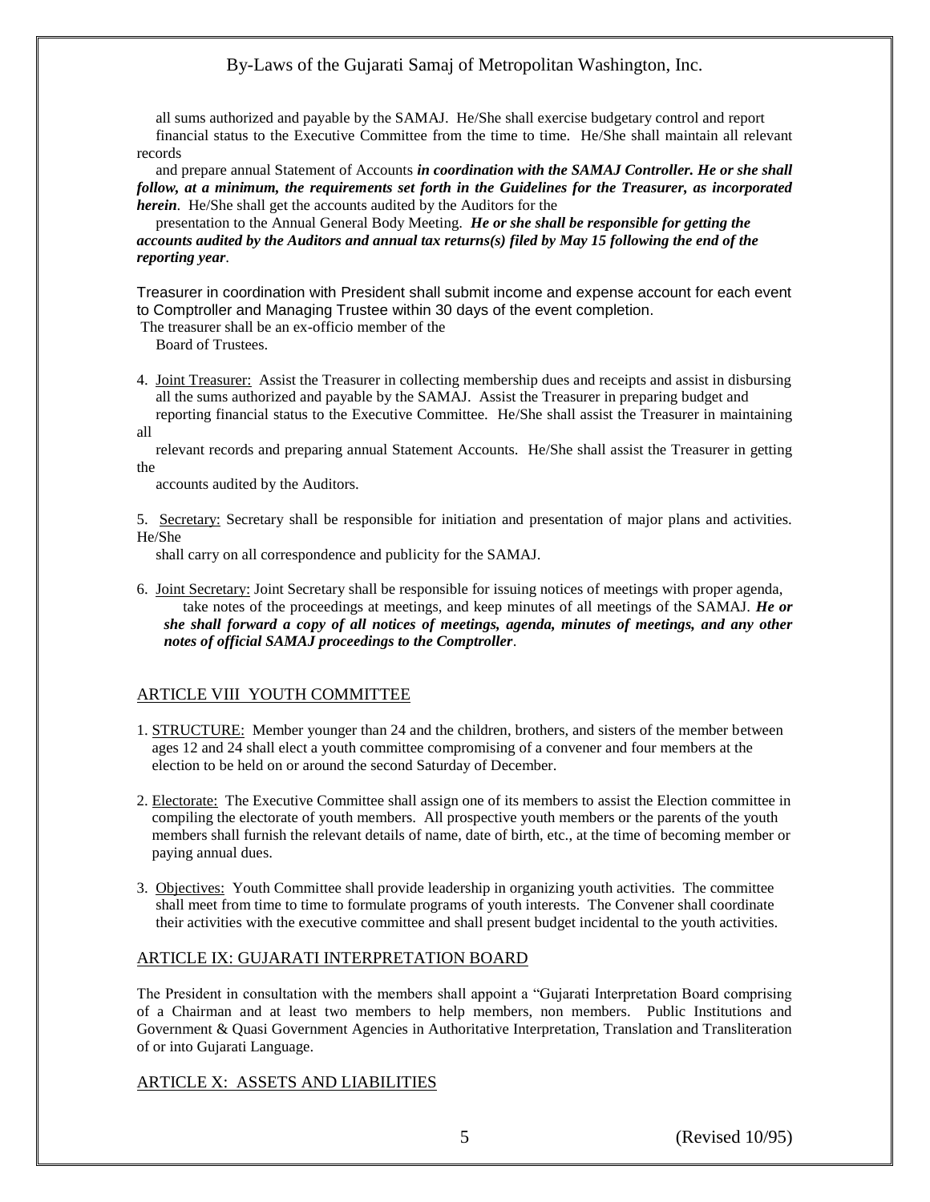all sums authorized and payable by the SAMAJ. He/She shall exercise budgetary control and report financial status to the Executive Committee from the time to time. He/She shall maintain all relevant records and prepare annual Statement of Accounts ***in coordination with the SAMAJ Controller. He or she shall follow, at a minimum, the requirements set forth in the Guidelines for the Treasurer, as incorporated herein***. He/She shall get the accounts audited by the Auditors for the presentation to the Annual General Body Meeting. ***He or she shall be responsible for getting the accounts audited by the Auditors and annual tax returns(s) filed by May 15 following the end of the reporting year***.

Treasurer in coordination with President shall submit income and expense account for each event to Comptroller and Managing Trustee within 30 days of the event completion.
The treasurer shall be an ex-officio member of the Board of Trustees.

4. Joint Treasurer: Assist the Treasurer in collecting membership dues and receipts and assist in disbursing all the sums authorized and payable by the SAMAJ. Assist the Treasurer in preparing budget and reporting financial status to the Executive Committee. He/She shall assist the Treasurer in maintaining all relevant records and preparing annual Statement Accounts. He/She shall assist the Treasurer in getting the accounts audited by the Auditors.

5. Secretary: Secretary shall be responsible for initiation and presentation of major plans and activities. He/She shall carry on all correspondence and publicity for the SAMAJ.

6. Joint Secretary: Joint Secretary shall be responsible for issuing notices of meetings with proper agenda, take notes of the proceedings at meetings, and keep minutes of all meetings of the SAMAJ. ***He or she shall forward a copy of all notices of meetings, agenda, minutes of meetings, and any other notes of official SAMAJ proceedings to the Comptroller***.

## ARTICLE VIII YOUTH COMMITTEE

1. STRUCTURE: Member younger than 24 and the children, brothers, and sisters of the member between ages 12 and 24 shall elect a youth committee compromising of a convener and four members at the election to be held on or around the second Saturday of December.

2. Electorate: The Executive Committee shall assign one of its members to assist the Election committee in compiling the electorate of youth members. All prospective youth members or the parents of the youth members shall furnish the relevant details of name, date of birth, etc., at the time of becoming member or paying annual dues.

3. Objectives: Youth Committee shall provide leadership in organizing youth activities. The committee shall meet from time to time to formulate programs of youth interests. The Convener shall coordinate their activities with the executive committee and shall present budget incidental to the youth activities.

## ARTICLE IX: GUJARATI INTERPRETATION BOARD

The President in consultation with the members shall appoint a "Gujarati Interpretation Board comprising of a Chairman and at least two members to help members, non members. Public Institutions and Government & Quasi Government Agencies in Authoritative Interpretation, Translation and Transliteration of or into Gujarati Language.

## ARTICLE X: ASSETS AND LIABILITIES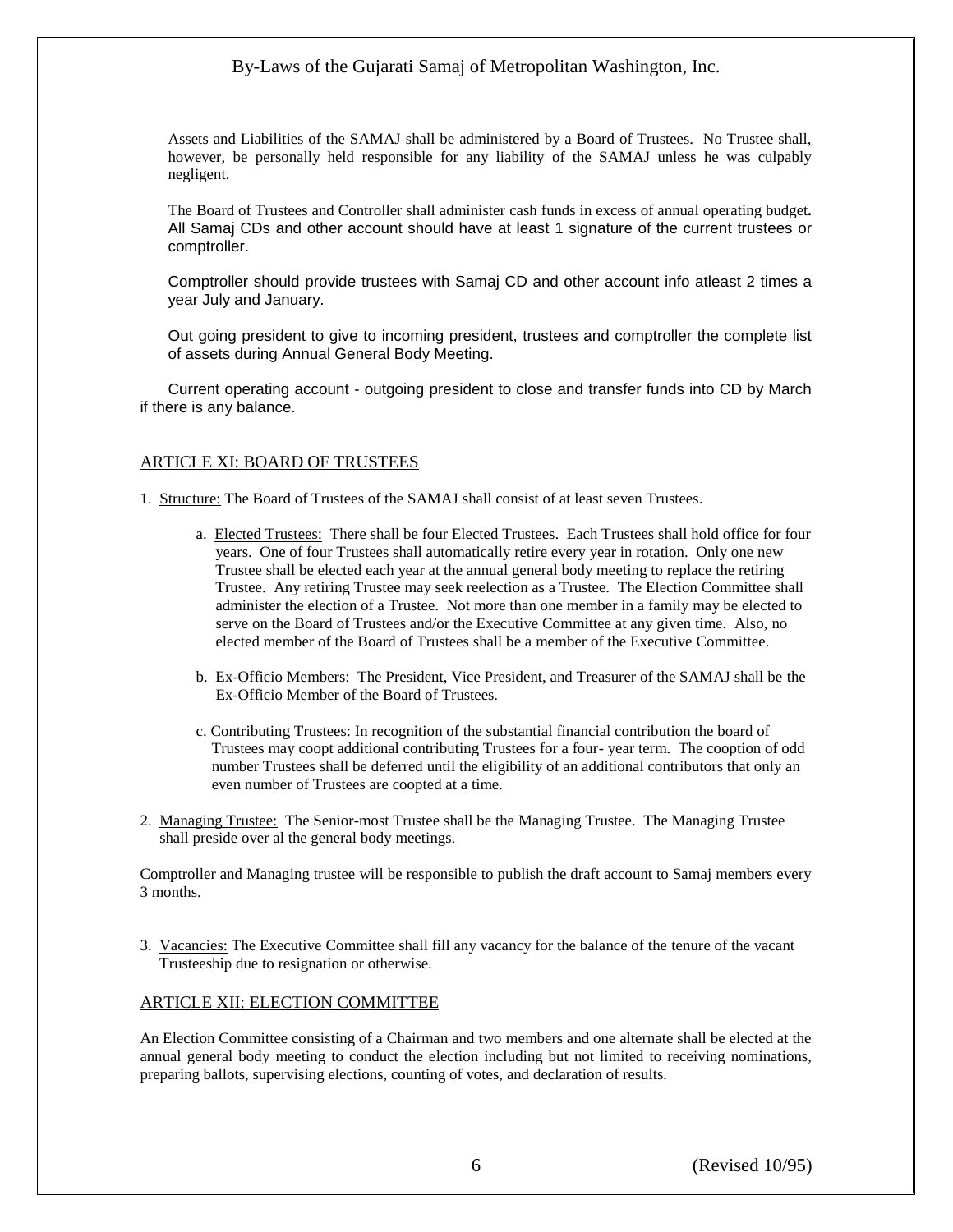Assets and Liabilities of the SAMAJ shall be administered by a Board of Trustees. No Trustee shall, however, be personally held responsible for any liability of the SAMAJ unless he was culpably negligent.

The Board of Trustees and Controller shall administer cash funds in excess of annual operating budget**.** All Samaj CDs and other account should have at least 1 signature of the current trustees or comptroller.

Comptroller should provide trustees with Samaj CD and other account info atleast 2 times a year July and January.

Out going president to give to incoming president, trustees and comptroller the complete list of assets during Annual General Body Meeting.

Current operating account - outgoing president to close and transfer funds into CD by March if there is any balance.

## ARTICLE XI: BOARD OF TRUSTEES

1. Structure: The Board of Trustees of the SAMAJ shall consist of at least seven Trustees.

   a. Elected Trustees: There shall be four Elected Trustees. Each Trustees shall hold office for four years. One of four Trustees shall automatically retire every year in rotation. Only one new Trustee shall be elected each year at the annual general body meeting to replace the retiring Trustee. Any retiring Trustee may seek reelection as a Trustee. The Election Committee shall administer the election of a Trustee. Not more than one member in a family may be elected to serve on the Board of Trustees and/or the Executive Committee at any given time. Also, no elected member of the Board of Trustees shall be a member of the Executive Committee.

   b. Ex-Officio Members: The President, Vice President, and Treasurer of the SAMAJ shall be the Ex-Officio Member of the Board of Trustees.

   c. Contributing Trustees: In recognition of the substantial financial contribution the board of Trustees may coopt additional contributing Trustees for a four- year term. The cooption of odd number Trustees shall be deferred until the eligibility of an additional contributors that only an even number of Trustees are coopted at a time.

2. Managing Trustee: The Senior-most Trustee shall be the Managing Trustee. The Managing Trustee shall preside over al the general body meetings.

Comptroller and Managing trustee will be responsible to publish the draft account to Samaj members every 3 months.

3. Vacancies: The Executive Committee shall fill any vacancy for the balance of the tenure of the vacant Trusteeship due to resignation or otherwise.

## ARTICLE XII: ELECTION COMMITTEE

An Election Committee consisting of a Chairman and two members and one alternate shall be elected at the annual general body meeting to conduct the election including but not limited to receiving nominations, preparing ballots, supervising elections, counting of votes, and declaration of results.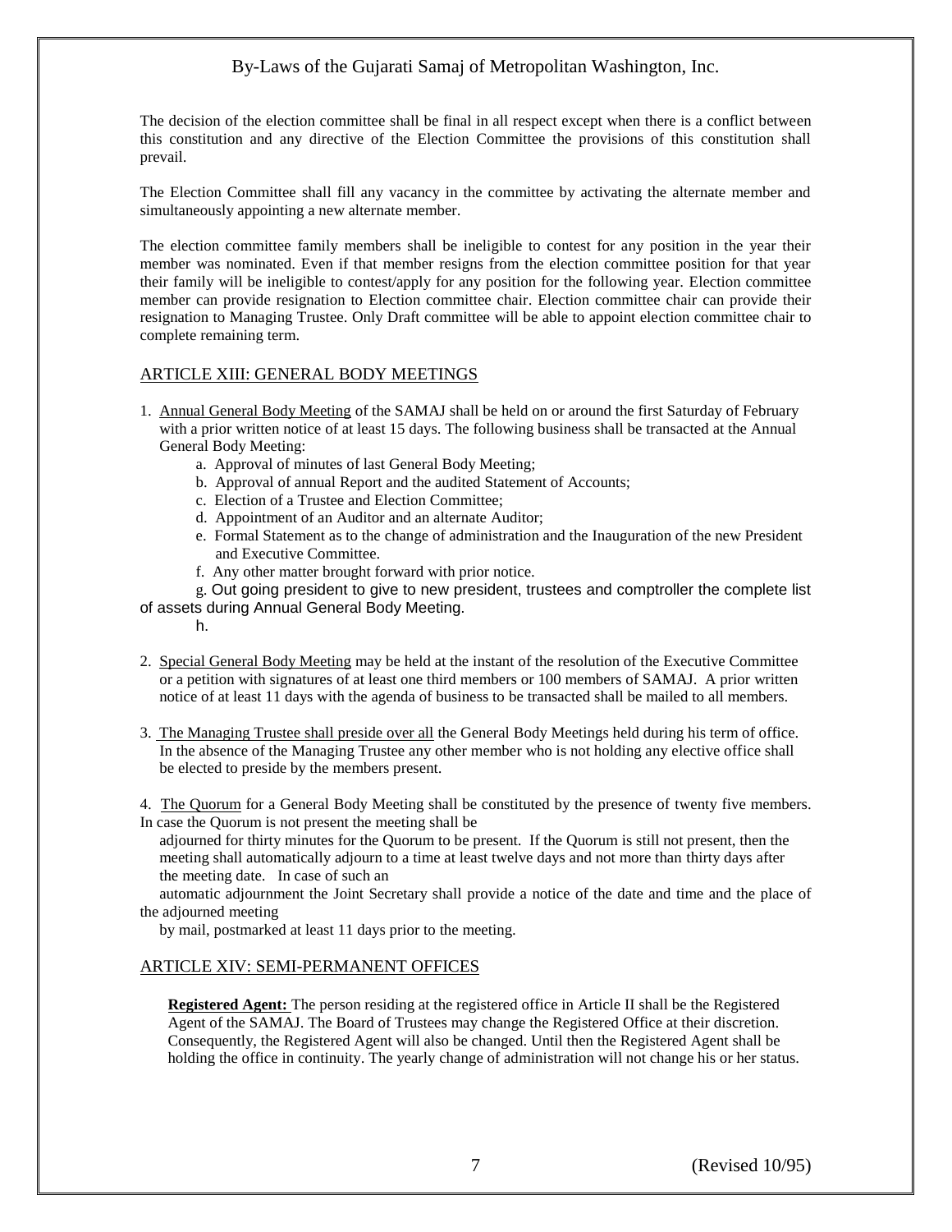The decision of the election committee shall be final in all respect except when there is a conflict between this constitution and any directive of the Election Committee the provisions of this constitution shall prevail.

The Election Committee shall fill any vacancy in the committee by activating the alternate member and simultaneously appointing a new alternate member.

The election committee family members shall be ineligible to contest for any position in the year their member was nominated. Even if that member resigns from the election committee position for that year their family will be ineligible to contest/apply for any position for the following year. Election committee member can provide resignation to Election committee chair. Election committee chair can provide their resignation to Managing Trustee. Only Draft committee will be able to appoint election committee chair to complete remaining term.

## ARTICLE XIII: GENERAL BODY MEETINGS

1. Annual General Body Meeting of the SAMAJ shall be held on or around the first Saturday of February with a prior written notice of at least 15 days. The following business shall be transacted at the Annual General Body Meeting:
   a. Approval of minutes of last General Body Meeting;
   b. Approval of annual Report and the audited Statement of Accounts;
   c. Election of a Trustee and Election Committee;
   d. Appointment of an Auditor and an alternate Auditor;
   e. Formal Statement as to the change of administration and the Inauguration of the new President and Executive Committee.
   f. Any other matter brought forward with prior notice.
   g. Out going president to give to new president, trustees and comptroller the complete list of assets during Annual General Body Meeting.
   h.

2. Special General Body Meeting may be held at the instant of the resolution of the Executive Committee or a petition with signatures of at least one third members or 100 members of SAMAJ. A prior written notice of at least 11 days with the agenda of business to be transacted shall be mailed to all members.

3. The Managing Trustee shall preside over all the General Body Meetings held during his term of office. In the absence of the Managing Trustee any other member who is not holding any elective office shall be elected to preside by the members present.

4. The Quorum for a General Body Meeting shall be constituted by the presence of twenty five members. In case the Quorum is not present the meeting shall be adjourned for thirty minutes for the Quorum to be present. If the Quorum is still not present, then the meeting shall automatically adjourn to a time at least twelve days and not more than thirty days after the meeting date. In case of such an automatic adjournment the Joint Secretary shall provide a notice of the date and time and the place of the adjourned meeting by mail, postmarked at least 11 days prior to the meeting.

## ARTICLE XIV: SEMI-PERMANENT OFFICES

**Registered Agent:** The person residing at the registered office in Article II shall be the Registered Agent of the SAMAJ. The Board of Trustees may change the Registered Office at their discretion. Consequently, the Registered Agent will also be changed. Until then the Registered Agent shall be holding the office in continuity. The yearly change of administration will not change his or her status.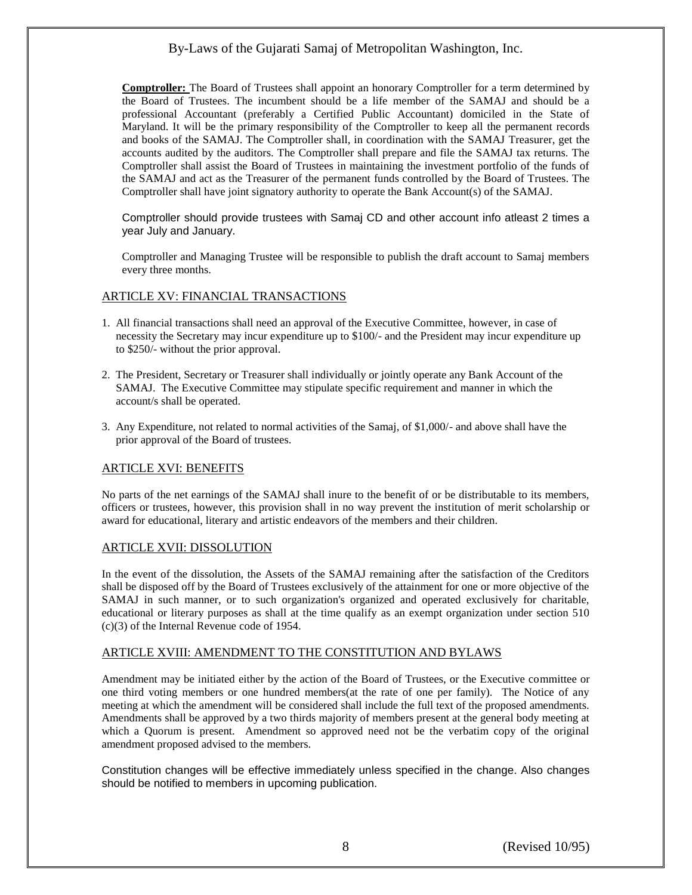**Comptroller:** The Board of Trustees shall appoint an honorary Comptroller for a term determined by the Board of Trustees. The incumbent should be a life member of the SAMAJ and should be a professional Accountant (preferably a Certified Public Accountant) domiciled in the State of Maryland. It will be the primary responsibility of the Comptroller to keep all the permanent records and books of the SAMAJ. The Comptroller shall, in coordination with the SAMAJ Treasurer, get the accounts audited by the auditors. The Comptroller shall prepare and file the SAMAJ tax returns. The Comptroller shall assist the Board of Trustees in maintaining the investment portfolio of the funds of the SAMAJ and act as the Treasurer of the permanent funds controlled by the Board of Trustees. The Comptroller shall have joint signatory authority to operate the Bank Account(s) of the SAMAJ.

Comptroller should provide trustees with Samaj CD and other account info atleast 2 times a year July and January.

Comptroller and Managing Trustee will be responsible to publish the draft account to Samaj members every three months.

## ARTICLE XV: FINANCIAL TRANSACTIONS

1. All financial transactions shall need an approval of the Executive Committee, however, in case of necessity the Secretary may incur expenditure up to $100/- and the President may incur expenditure up to $250/- without the prior approval.

2. The President, Secretary or Treasurer shall individually or jointly operate any Bank Account of the SAMAJ. The Executive Committee may stipulate specific requirement and manner in which the account/s shall be operated.

3. Any Expenditure, not related to normal activities of the Samaj, of $1,000/- and above shall have the prior approval of the Board of trustees.

## ARTICLE XVI: BENEFITS

No parts of the net earnings of the SAMAJ shall inure to the benefit of or be distributable to its members, officers or trustees, however, this provision shall in no way prevent the institution of merit scholarship or award for educational, literary and artistic endeavors of the members and their children.

## ARTICLE XVII: DISSOLUTION

In the event of the dissolution, the Assets of the SAMAJ remaining after the satisfaction of the Creditors shall be disposed off by the Board of Trustees exclusively of the attainment for one or more objective of the SAMAJ in such manner, or to such organization's organized and operated exclusively for charitable, educational or literary purposes as shall at the time qualify as an exempt organization under section 510 (c)(3) of the Internal Revenue code of 1954.

## ARTICLE XVIII: AMENDMENT TO THE CONSTITUTION AND BYLAWS

Amendment may be initiated either by the action of the Board of Trustees, or the Executive committee or one third voting members or one hundred members(at the rate of one per family). The Notice of any meeting at which the amendment will be considered shall include the full text of the proposed amendments. Amendments shall be approved by a two thirds majority of members present at the general body meeting at which a Quorum is present. Amendment so approved need not be the verbatim copy of the original amendment proposed advised to the members.

Constitution changes will be effective immediately unless specified in the change. Also changes should be notified to members in upcoming publication.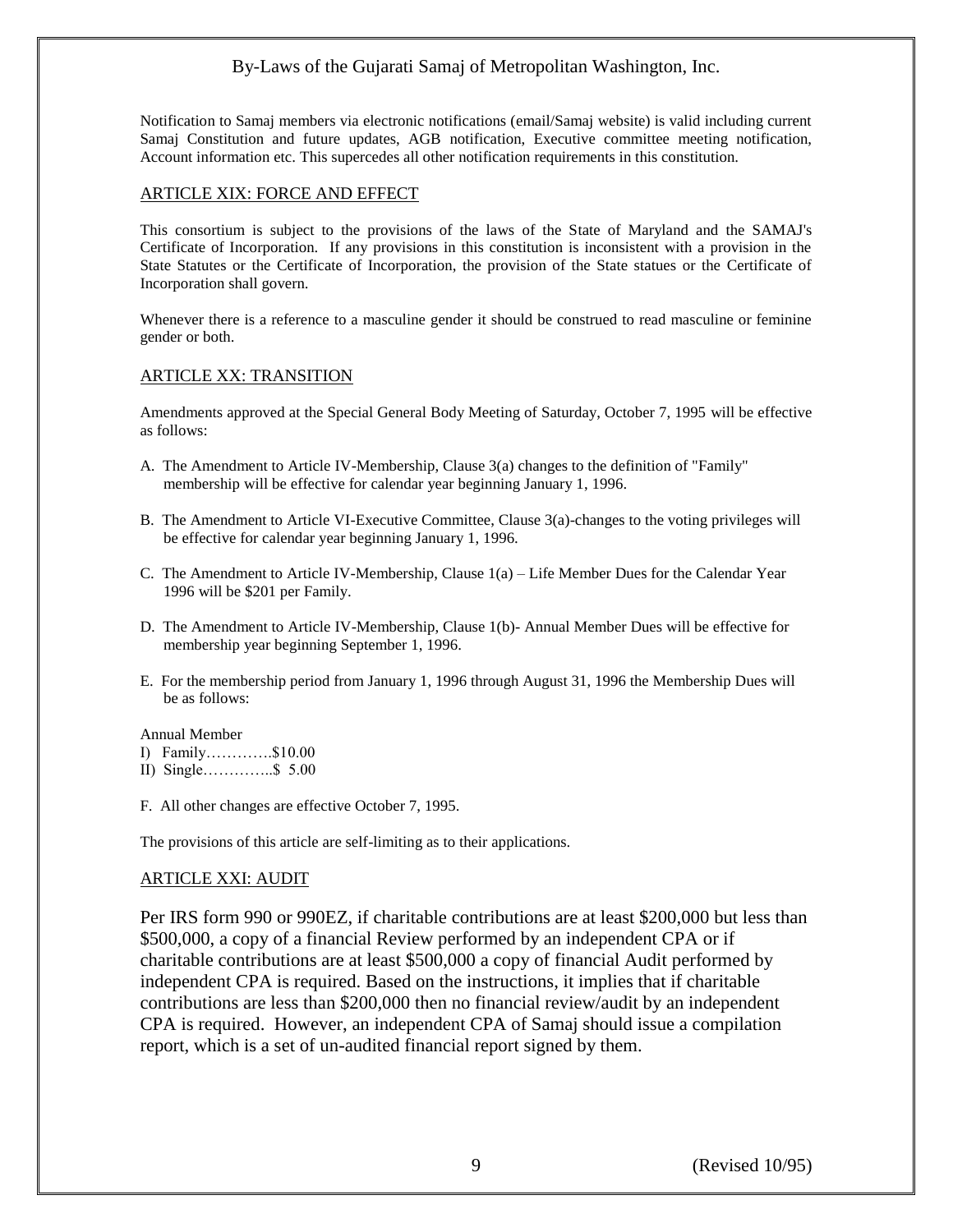Notification to Samaj members via electronic notifications (email/Samaj website) is valid including current Samaj Constitution and future updates, AGB notification, Executive committee meeting notification, Account information etc. This supercedes all other notification requirements in this constitution.

## ARTICLE XIX: FORCE AND EFFECT

This consortium is subject to the provisions of the laws of the State of Maryland and the SAMAJ's Certificate of Incorporation. If any provisions in this constitution is inconsistent with a provision in the State Statutes or the Certificate of Incorporation, the provision of the State statues or the Certificate of Incorporation shall govern.

Whenever there is a reference to a masculine gender it should be construed to read masculine or feminine gender or both.

## ARTICLE XX: TRANSITION

Amendments approved at the Special General Body Meeting of Saturday, October 7, 1995 will be effective as follows:

A. The Amendment to Article IV-Membership, Clause 3(a) changes to the definition of "Family" membership will be effective for calendar year beginning January 1, 1996.

B. The Amendment to Article VI-Executive Committee, Clause 3(a)-changes to the voting privileges will be effective for calendar year beginning January 1, 1996.

C. The Amendment to Article IV-Membership, Clause 1(a) – Life Member Dues for the Calendar Year 1996 will be $201 per Family.

D. The Amendment to Article IV-Membership, Clause 1(b)- Annual Member Dues will be effective for membership year beginning September 1, 1996.

E. For the membership period from January 1, 1996 through August 31, 1996 the Membership Dues will be as follows:

Annual Member
I) Family………….$10.00
II) Single…………..$ 5.00

F. All other changes are effective October 7, 1995.

The provisions of this article are self-limiting as to their applications.

## ARTICLE XXI: AUDIT

Per IRS form 990 or 990EZ, if charitable contributions are at least $200,000 but less than $500,000, a copy of a financial Review performed by an independent CPA or if charitable contributions are at least $500,000 a copy of financial Audit performed by independent CPA is required. Based on the instructions, it implies that if charitable contributions are less than $200,000 then no financial review/audit by an independent CPA is required. However, an independent CPA of Samaj should issue a compilation report, which is a set of un-audited financial report signed by them.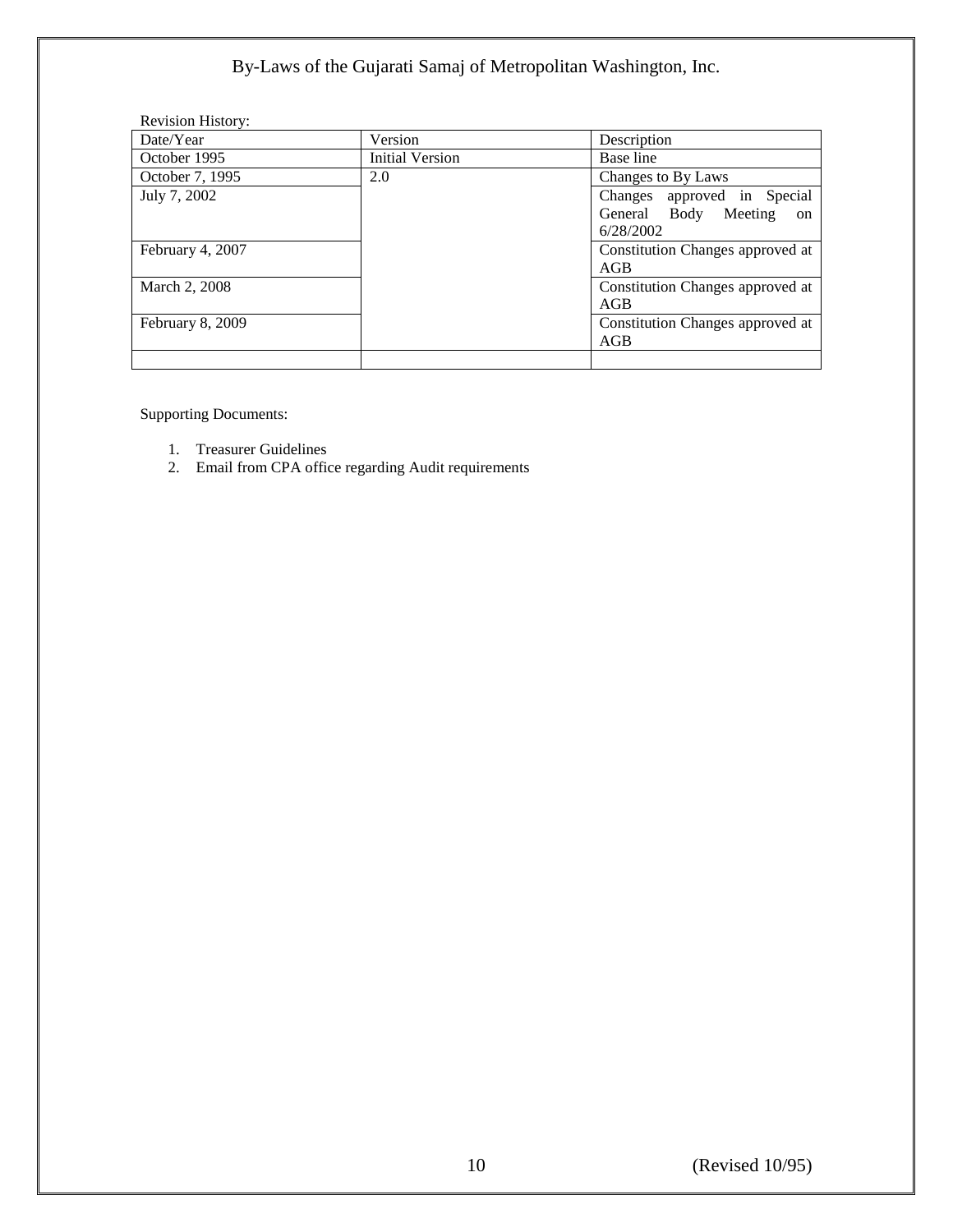Revision History:

| Date/Year | Version | Description |
| --- | --- | --- |
| October 1995 | Initial Version | Base line |
| October 7, 1995 | 2.0 | Changes to By Laws |
| July 7, 2002 | | Changes approved in Special General Body Meeting on 6/28/2002 |
| February 4, 2007 | | Constitution Changes approved at AGB |
| March 2, 2008 | | Constitution Changes approved at AGB |
| February 8, 2009 | | Constitution Changes approved at AGB |
| | | |

Supporting Documents:

1. Treasurer Guidelines
2. Email from CPA office regarding Audit requirements